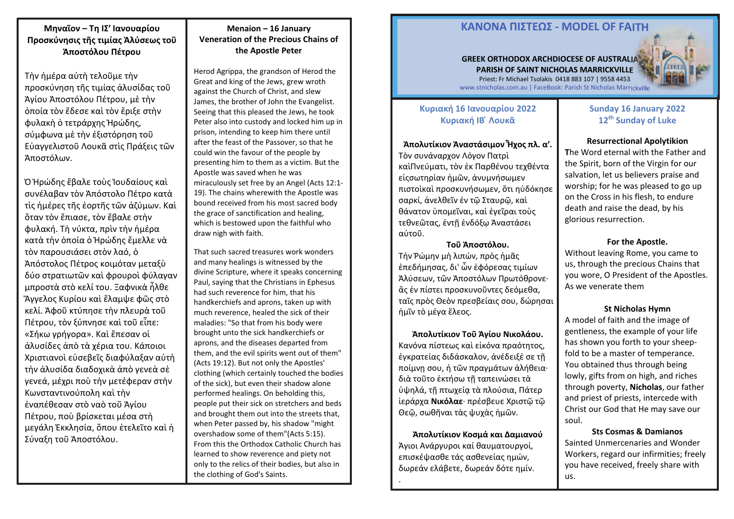## Μηναῖον – Τη ΙΣ' Ἰανουαρίου
## Προσκύνησις τῆς τιμίας Ἀλύσεως τοῦ Ἀποστόλου Πέτρου

Τὴν ἡμέρα αὐτὴ τελοῦμε τὴν προσκύνηση τῆς τιμίας ἁλυσίδας τοῦ Ἁγίου Ἀποστόλου Πέτρου, μὲ τὴν ὁποία τὸν ἔδεσε καὶ τὸν ἔριξε στὴν φυλακὴ ὁ τετράρχης Ἡρώδης, σύμφωνα μὲ τὴν ἐξιστόρηση τοῦ Εὐαγγελιστοῦ Λουκᾶ στὶς Πράξεις τῶν Ἀποστόλων.

Ὁ Ἡρώδης ἔβαλε τοὺς Ἰουδαίους καὶ συνέλαβαν τὸν Ἀπόστολο Πέτρο κατὰ τὶς ἡμέρες τῆς ἑορτῆς τῶν ἀζύμων. Καὶ ὅταν τὸν ἔπιασε, τὸν ἔβαλε στὴν φυλακή. Τὴ νύκτα, πρὶν τὴν ἡμέρα κατὰ τὴν ὁποία ὁ Ἡρώδης ἔμελλε νὰ τὸν παρουσιάσει στὸν λαό, ὁ Ἀπόστολος Πέτρος κοιμόταν μεταξὺ δύο στρατιωτῶν καὶ φρουροὶ φύλαγαν μπροστὰ στὸ κελί του. Ξαφνικὰ ἦλθε Ἄγγελος Κυρίου καὶ ἔλαμψε φῶς στὸ κελί. Ἀφοῦ κτύπησε τὴν πλευρὰ τοῦ Πέτρου, τὸν ξύπνησε καὶ τοῦ εἶπε: «Σήκω γρήγορα». Καὶ ἔπεσαν οἱ ἁλυσίδες ἀπὸ τὰ χέρια του. Κάποιοι Χριστιανοὶ εὐσεβεῖς διαφύλαξαν αὐτὴ τὴν ἁλυσίδα διαδοχικὰ ἀπὸ γενεὰ σὲ γενεά, μέχρι ποὺ τὴν μετέφεραν στὴν Κωνσταντινούπολη καὶ τὴν ἐναπέθεσαν στὸ ναὸ τοῦ Ἁγίου Πέτρου, ποὺ βρίσκεται μέσα στὴ μεγάλη Ἐκκλησία, ὅπου ἐτελεῖτο καὶ ἡ Σύναξη τοῦ Ἀποστόλου.

## Menaion – 16 January
## Veneration of the Precious Chains of the Apostle Peter

Herod Agrippa, the grandson of Herod the Great and king of the Jews, grew wroth against the Church of Christ, and slew James, the brother of John the Evangelist. Seeing that this pleased the Jews, he took Peter also into custody and locked him up in prison, intending to keep him there until after the feast of the Passover, so that he could win the favour of the people by presenting him to them as a victim. But the Apostle was saved when he was miraculously set free by an Angel (Acts 12:1-19). The chains wherewith the Apostle was bound received from his most sacred body the grace of sanctification and healing, which is bestowed upon the faithful who draw nigh with faith.

That such sacred treasures work wonders and many healings is witnessed by the divine Scripture, where it speaks concerning Paul, saying that the Christians in Ephesus had such reverence for him, that his handkerchiefs and aprons, taken up with much reverence, healed the sick of their maladies: "So that from his body were brought unto the sick handkerchiefs or aprons, and the diseases departed from them, and the evil spirits went out of them" (Acts 19:12). But not only the Apostles' clothing (which certainly touched the bodies of the sick), but even their shadow alone performed healings. On beholding this, people put their sick on stretchers and beds and brought them out into the streets that, when Peter passed by, his shadow "might overshadow some of them"(Acts 5:15). From this the Orthodox Catholic Church has learned to show reverence and piety not only to the relics of their bodies, but also in the clothing of God's Saints.

# ΚΑΝΟΝΑ ΠΙΣΤΕΩΣ - MODEL OF FAITH

**GREEK ORTHODOX ARCHDIOCESE OF AUSTRALIA**
**PARISH OF SAINT NICHOLAS MARRICKVILLE**
Priest: Fr Michael Tsolakis 0418 883 107 | 9558 4453
www.stnicholas.com.au | FaceBook: Parish St Nicholas Marrickville

## Κυριακή 16 Ιανουαρίου 2022
## Κυριακή ΙΒ' Λουκᾶ

**Ἀπολυτίκιον Ἀναστάσιμον Ἦχος πλ. α'.**
Τὸν συνάναρχον Λόγον Πατρὶ καὶΠνεύματι, τὸν ἐκ Παρθένου τεχθέντα εἰςσωτηρίαν ἡμῶν, ἀνυμνήσωμεν πιστοὶκαὶ προσκυνήσωμεν, ὅτι ηὐδόκησε σαρκί, ἀνελθεῖν ἐν τῷ Σταυρῷ, καὶ θάνατον ὑπομεῖναι, καὶ ἐγεῖραι τοὺς τεθνεῶτας, ἐντῇ ἐνδόξῳ Ἀναστάσει αὐτοῦ.

**Τοῦ Ἀποστόλου.**
Τὴν Ῥώμην μὴ λιπών, πρὸς ἡμᾶς ἐπεδήμησας, δι' ὧν ἐφόρεσας τιμίων Ἁλύσεων, τῶν Ἀποστόλων Πρωτόθρονε· ἃς ἐν πίστει προσκυνοῦντες δεόμεθα, ταῖς πρὸς Θεὸν πρεσβείαις σου, δώρησαι ἡμῖν τὸ μέγα ἔλεος.

**Ἀπολυτίκιον Τοῦ Ἁγίου Νικολάου.**
Κανόνα πίστεως καὶ εἰκόνα πραότητος, ἐγκρατείας διδάσκαλον, ἀνέδειξέ σε τῇ ποίμνῃ σου, ἡ τῶν πραγμάτων ἀλήθεια· διὰ τοῦτο ἐκτήσω τῇ ταπεινώσει τὰ ὑψηλά, τῇ πτωχείᾳ τὰ πλούσια, Πάτερ ἱεράρχα **Νικόλαε**· πρέσβευε Χριστῷ τῷ Θεῷ, σωθῆναι τὰς ψυχὰς ἡμῶν.

**Ἀπολυτίκιον Κοσμά και Δαμιανού**
Άγιοι Ανάργυροι καί θαυματουργοί, επισκέψασθε τάς ασθενείας ημών, δωρεάν ελάβετε, δωρεάν δότε ημίν.
.

## Sunday 16 January 2022
## 12th Sunday of Luke

**Resurrectional Apolytikion**
**T**he Word eternal with the Father and the Spirit, born of the Virgin for our salvation, let us believers praise and worship; for he was pleased to go up on the Cross in his flesh, to endure death and raise the dead, by his glorious resurrection.

**For the Apostle.**
Without leaving Rome, you came to us, through the precious Chains that you wore, O President of the Apostles. As we venerate them

**St Nicholas Hymn**
A model of faith and the image of gentleness, the example of your life has shown you forth to your sheep-fold to be a master of temperance. You obtained thus through being lowly, gifts from on high, and riches through poverty, **Nicholas**, our father and priest of priests, intercede with Christ our God that He may save our soul.

**Sts Cosmas & Damianos**
Sainted Unmercenaries and Wonder Workers, regard our infirmities; freely you have received, freely share with us.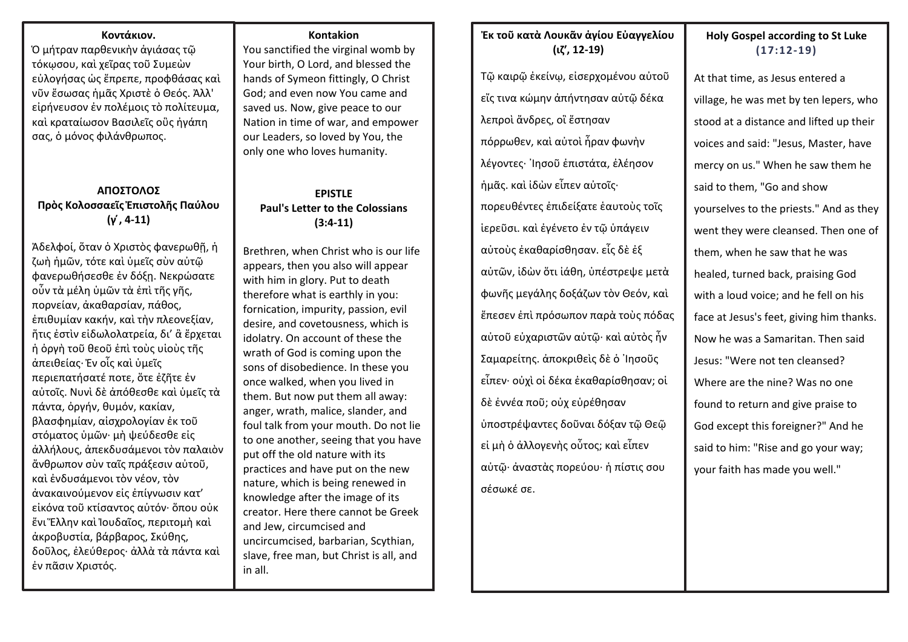**Κοντάκιον.**

Ὁ μήτραν παρθενικὴν ἁγιάσας τῷ τόκῳσου, καὶ χεῖρας τοῦ Συμεὼν εὐλογήσας ὡς ἔπρεπε, προφθάσας καὶ νῦν ἔσωσας ἡμᾶς Χριστὲ ὁ Θεός. Ἀλλ' εἰρήνευσον ἐν πολέμοις τὸ πολίτευμα, καὶ κραταίωσον Βασιλεῖς οὓς ἠγάπη σας, ὁ μόνος φιλάνθρωπος.

**Kontakion**

You sanctified the virginal womb by Your birth, O Lord, and blessed the hands of Symeon fittingly, O Christ God; and even now You came and saved us. Now, give peace to our Nation in time of war, and empower our Leaders, so loved by You, the only one who loves humanity.

**ΑΠΟΣΤΟΛΟΣ**
**Πρὸς Κολοσσαεῖς Ἐπιστολῆς Παύλου**
**(γ΄, 4-11)**

Ἀδελφοί, ὅταν ὁ Χριστὸς φανερωθῇ, ἡ ζωὴ ἡμῶν, τότε καὶ ὑμεῖς σὺν αὐτῷ φανερωθήσεσθε ἐν δόξῃ. Νεκρώσατε οὖν τὰ μέλη ὑμῶν τὰ ἐπὶ τῆς γῆς, πορνείαν, ἀκαθαρσίαν, πάθος, ἐπιθυμίαν κακήν, καὶ τὴν πλεονεξίαν, ἥτις ἐστὶν εἰδωλολατρεία, δι' ἃ ἔρχεται ἡ ὀργὴ τοῦ θεοῦ ἐπὶ τοὺς υἱοὺς τῆς ἀπειθείας· Ἐν οἷς καὶ ὑμεῖς περιεπατήσατέ ποτε, ὅτε ἐζῆτε ἐν αὐτοῖς. Νυνὶ δὲ ἀπόθεσθε καὶ ὑμεῖς τὰ πάντα, ὀργήν, θυμόν, κακίαν, βλασφημίαν, αἰσχρολογίαν ἐκ τοῦ στόματος ὑμῶν· μὴ ψεύδεσθε εἰς ἀλλήλους, ἀπεκδυσάμενοι τὸν παλαιὸν ἄνθρωπον σὺν ταῖς πράξεσιν αὐτοῦ, καὶ ἐνδυσάμενοι τὸν νέον, τὸν ἀνακαινούμενον εἰς ἐπίγνωσιν κατ' εἰκόνα τοῦ κτίσαντος αὐτόν· ὅπου οὐκ ἔνι Ἕλλην καὶ Ἰουδαῖος, περιτομὴ καὶ ἀκροβυστία, βάρβαρος, Σκύθης, δοῦλος, ἐλεύθερος· ἀλλὰ τὰ πάντα καὶ ἐν πᾶσιν Χριστός.

**EPISTLE**
**Paul's Letter to the Colossians**
**(3:4-11)**

Brethren, when Christ who is our life appears, then you also will appear with him in glory. Put to death therefore what is earthly in you: fornication, impurity, passion, evil desire, and covetousness, which is idolatry. On account of these the wrath of God is coming upon the sons of disobedience. In these you once walked, when you lived in them. But now put them all away: anger, wrath, malice, slander, and foul talk from your mouth. Do not lie to one another, seeing that you have put off the old nature with its practices and have put on the new nature, which is being renewed in knowledge after the image of its creator. Here there cannot be Greek and Jew, circumcised and uncircumcised, barbarian, Scythian, slave, free man, but Christ is all, and in all.

**Ἐκ τοῦ κατὰ Λουκᾶν ἁγίου Εὐαγγελίου**
**(ιζ', 12-19)**

Τῷ καιρῷ ἐκείνῳ, εἰσερχομένου αὐτοῦ εἴς τινα κώμην ἀπήντησαν αὐτῷ δέκα λεπροὶ ἄνδρες, οἳ ἔστησαν πόρρωθεν, καὶ αὐτοὶ ἦραν φωνὴν λέγοντες· Ἰησοῦ ἐπιστάτα, ἐλέησον ἡμᾶς. καὶ ἰδὼν εἶπεν αὐτοῖς· πορευθέντες ἐπιδείξατε ἑαυτοὺς τοῖς ἱερεῦσι. καὶ ἐγένετο ἐν τῷ ὑπάγειν αὐτοὺς ἐκαθαρίσθησαν. εἷς δὲ ἐξ αὐτῶν, ἰδὼν ὅτι ἰάθη, ὑπέστρεψε μετὰ φωνῆς μεγάλης δοξάζων τὸν Θεόν, καὶ ἔπεσεν ἐπὶ πρόσωπον παρὰ τοὺς πόδας αὐτοῦ εὐχαριστῶν αὐτῷ· καὶ αὐτὸς ἦν Σαμαρείτης. ἀποκριθεὶς δὲ ὁ Ἰησοῦς εἶπεν· οὐχὶ οἱ δέκα ἐκαθαρίσθησαν; οἱ δὲ ἐννέα ποῦ; οὐχ εὑρέθησαν ὑποστρέψαντες δοῦναι δόξαν τῷ Θεῷ εἰ μὴ ὁ ἀλλογενὴς οὗτος; καὶ εἶπεν αὐτῷ· ἀναστὰς πορεύου· ἡ πίστις σου σέσωκέ σε.

**Holy Gospel according to St Luke**
**(17:12-19)**

At that time, as Jesus entered a village, he was met by ten lepers, who stood at a distance and lifted up their voices and said: "Jesus, Master, have mercy on us." When he saw them he said to them, "Go and show yourselves to the priests." And as they went they were cleansed. Then one of them, when he saw that he was healed, turned back, praising God with a loud voice; and he fell on his face at Jesus's feet, giving him thanks. Now he was a Samaritan. Then said Jesus: "Were not ten cleansed? Where are the nine? Was no one found to return and give praise to God except this foreigner?" And he said to him: "Rise and go your way; your faith has made you well."